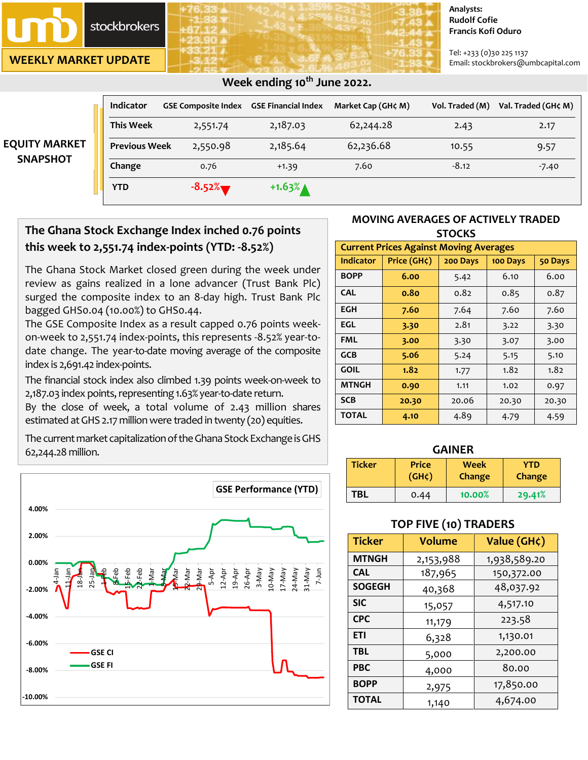# WEEKLY MARKET UPDATE

umb stockbrokers

Analysts:
Rudolf Cofie
Francis Kofi Oduro

Tel: +233 (0)30 225 1137
Email: stockbrokers@umbcapital.com

## Week ending 10th June 2022.

### EQUITY MARKET SNAPSHOT

| Indicator | GSE Composite Index | GSE Financial Index | Market Cap (GH¢ M) | Vol. Traded (M) | Val. Traded (GH¢ M) |
|---|---|---|---|---|---|
| This Week | 2,551.74 | 2,187.03 | 62,244.28 | 2.43 | 2.17 |
| Previous Week | 2,550.98 | 2,185.64 | 62,236.68 | 10.55 | 9.57 |
| Change | 0.76 | +1.39 | 7.60 | -8.12 | -7.40 |
| YTD | -8.52% | +1.63% | | | |

### The Ghana Stock Exchange Index inched 0.76 points this week to 2,551.74 index-points (YTD: -8.52%)

The Ghana Stock Market closed green during the week under review as gains realized in a lone advancer (Trust Bank Plc) surged the composite index to an 8-day high. Trust Bank Plc bagged GHS0.04 (10.00%) to GHS0.44.

The GSE Composite Index as a result capped 0.76 points week-on-week to 2,551.74 index-points, this represents -8.52% year-to-date change. The year-to-date moving average of the composite index is 2,691.42 index-points.

The financial stock index also climbed 1.39 points week-on-week to 2,187.03 index points, representing 1.63% year-to-date return.

By the close of week, a total volume of 2.43 million shares estimated at GHS 2.17 million were traded in twenty (20) equities.

The current market capitalization of the Ghana Stock Exchange is GHS 62,244.28 million.

### MOVING AVERAGES OF ACTIVELY TRADED STOCKS

Current Prices Against Moving Averages

| Indicator | Price (GH¢) | 200 Days | 100 Days | 50 Days |
|---|---|---|---|---|
| BOPP | 6.00 | 5.42 | 6.10 | 6.00 |
| CAL | 0.80 | 0.82 | 0.85 | 0.87 |
| EGH | 7.60 | 7.64 | 7.60 | 7.60 |
| EGL | 3.30 | 2.81 | 3.22 | 3.30 |
| FML | 3.00 | 3.30 | 3.07 | 3.00 |
| GCB | 5.06 | 5.24 | 5.15 | 5.10 |
| GOIL | 1.82 | 1.77 | 1.82 | 1.82 |
| MTNGH | 0.90 | 1.11 | 1.02 | 0.97 |
| SCB | 20.30 | 20.06 | 20.30 | 20.30 |
| TOTAL | 4.10 | 4.89 | 4.79 | 4.59 |

### GSE Performance (YTD)

(Chart: GSE CI and GSE FI, 4-Jan to 7-Jun)

### GAINER

| Ticker | Price (GH¢) | Week Change | YTD Change |
|---|---|---|---|
| TBL | 0.44 | 10.00% | 29.41% |

### TOP FIVE (10) TRADERS

| Ticker | Volume | Value (GH¢) |
|---|---|---|
| MTNGH | 2,153,988 | 1,938,589.20 |
| CAL | 187,965 | 150,372.00 |
| SOGEGH | 40,368 | 48,037.92 |
| SIC | 15,057 | 4,517.10 |
| CPC | 11,179 | 223.58 |
| ETI | 6,328 | 1,130.01 |
| TBL | 5,000 | 2,200.00 |
| PBC | 4,000 | 80.00 |
| BOPP | 2,975 | 17,850.00 |
| TOTAL | 1,140 | 4,674.00 |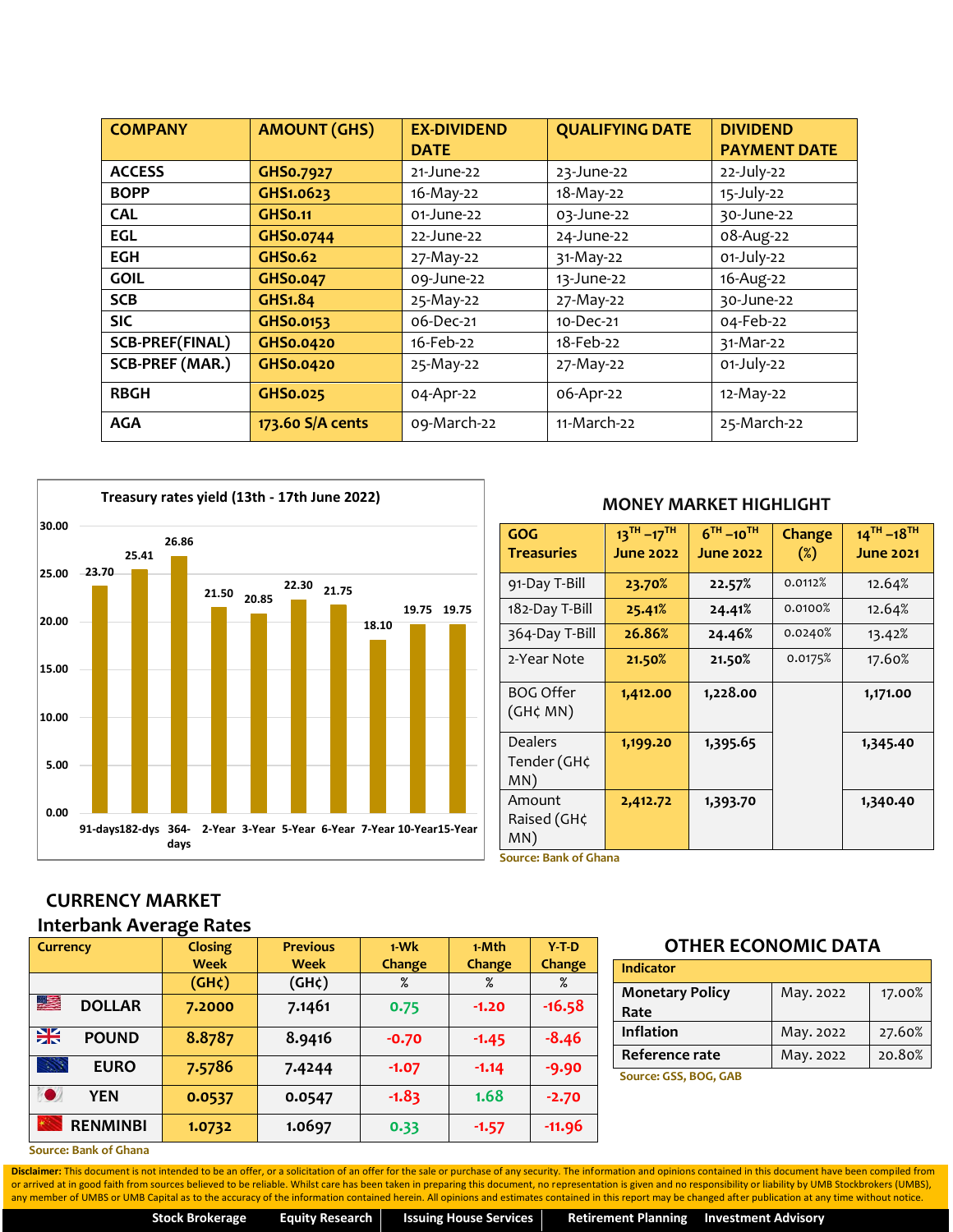| COMPANY | AMOUNT (GHS) | EX-DIVIDEND DATE | QUALIFYING DATE | DIVIDEND PAYMENT DATE |
|---|---|---|---|---|
| ACCESS | GHS0.7927 | 21-June-22 | 23-June-22 | 22-July-22 |
| BOPP | GHS1.0623 | 16-May-22 | 18-May-22 | 15-July-22 |
| CAL | GHS0.11 | 01-June-22 | 03-June-22 | 30-June-22 |
| EGL | GHS0.0744 | 22-June-22 | 24-June-22 | 08-Aug-22 |
| EGH | GHS0.62 | 27-May-22 | 31-May-22 | 01-July-22 |
| GOIL | GHS0.047 | 09-June-22 | 13-June-22 | 16-Aug-22 |
| SCB | GHS1.84 | 25-May-22 | 27-May-22 | 30-June-22 |
| SIC | GHS0.0153 | 06-Dec-21 | 10-Dec-21 | 04-Feb-22 |
| SCB-PREF(FINAL) | GHS0.0420 | 16-Feb-22 | 18-Feb-22 | 31-Mar-22 |
| SCB-PREF (MAR.) | GHS0.0420 | 25-May-22 | 27-May-22 | 01-July-22 |
| RBGH | GHS0.025 | 04-Apr-22 | 06-Apr-22 | 12-May-22 |
| AGA | 173.60 S/A cents | 09-March-22 | 11-March-22 | 25-March-22 |

Treasury rates yield (13th - 17th June 2022)

30.00
25.00
20.00
15.00
10.00
5.00
0.00

23.70 25.41 26.86 21.50 20.85 22.30 21.75 18.10 19.75 19.75

91-days 182-dys 364-days 2-Year 3-Year 5-Year 6-Year 7-Year 10-Year 15-Year

## MONEY MARKET HIGHLIGHT

| GOG Treasuries | 13TH –17TH June 2022 | 6TH –10TH June 2022 | Change (%) | 14TH –18TH June 2021 |
|---|---|---|---|---|
| 91-Day T-Bill | 23.70% | 22.57% | 0.0112% | 12.64% |
| 182-Day T-Bill | 25.41% | 24.41% | 0.0100% | 12.64% |
| 364-Day T-Bill | 26.86% | 24.46% | 0.0240% | 13.42% |
| 2-Year Note | 21.50% | 21.50% | 0.0175% | 17.60% |
| BOG Offer (GH¢ MN) | 1,412.00 | 1,228.00 | | 1,171.00 |
| Dealers Tender (GH¢ MN) | 1,199.20 | 1,395.65 | | 1,345.40 |
| Amount Raised (GH¢ MN) | 2,412.72 | 1,393.70 | | 1,340.40 |

Source: Bank of Ghana

## CURRENCY MARKET

### Interbank Average Rates

| Currency | Closing Week | Previous Week | 1-Wk Change | 1-Mth Change | Y-T-D Change |
|---|---|---|---|---|---|
| | (GH¢) | (GH¢) | % | % | % |
| DOLLAR | 7.2000 | 7.1461 | 0.75 | -1.20 | -16.58 |
| POUND | 8.8787 | 8.9416 | -0.70 | -1.45 | -8.46 |
| EURO | 7.5786 | 7.4244 | -1.07 | -1.14 | -9.90 |
| YEN | 0.0537 | 0.0547 | -1.83 | 1.68 | -2.70 |
| RENMINBI | 1.0732 | 1.0697 | 0.33 | -1.57 | -11.96 |

Source: Bank of Ghana

## OTHER ECONOMIC DATA

| Indicator | | |
|---|---|---|
| Monetary Policy Rate | May. 2022 | 17.00% |
| Inflation | May. 2022 | 27.60% |
| Reference rate | May. 2022 | 20.80% |

Source: GSS, BOG, GAB

**Disclaimer:** This document is not intended to be an offer, or a solicitation of an offer for the sale or purchase of any security. The information and opinions contained in this document have been compiled from or arrived at in good faith from sources believed to be reliable. Whilst care has been taken in preparing this document, no representation is given and no responsibility or liability by UMB Stockbrokers (UMBS), any member of UMBS or UMB Capital as to the accuracy of the information contained herein. All opinions and estimates contained in this report may be changed after publication at any time without notice.

Stock Brokerage | Equity Research | Issuing House Services | Retirement Planning | Investment Advisory